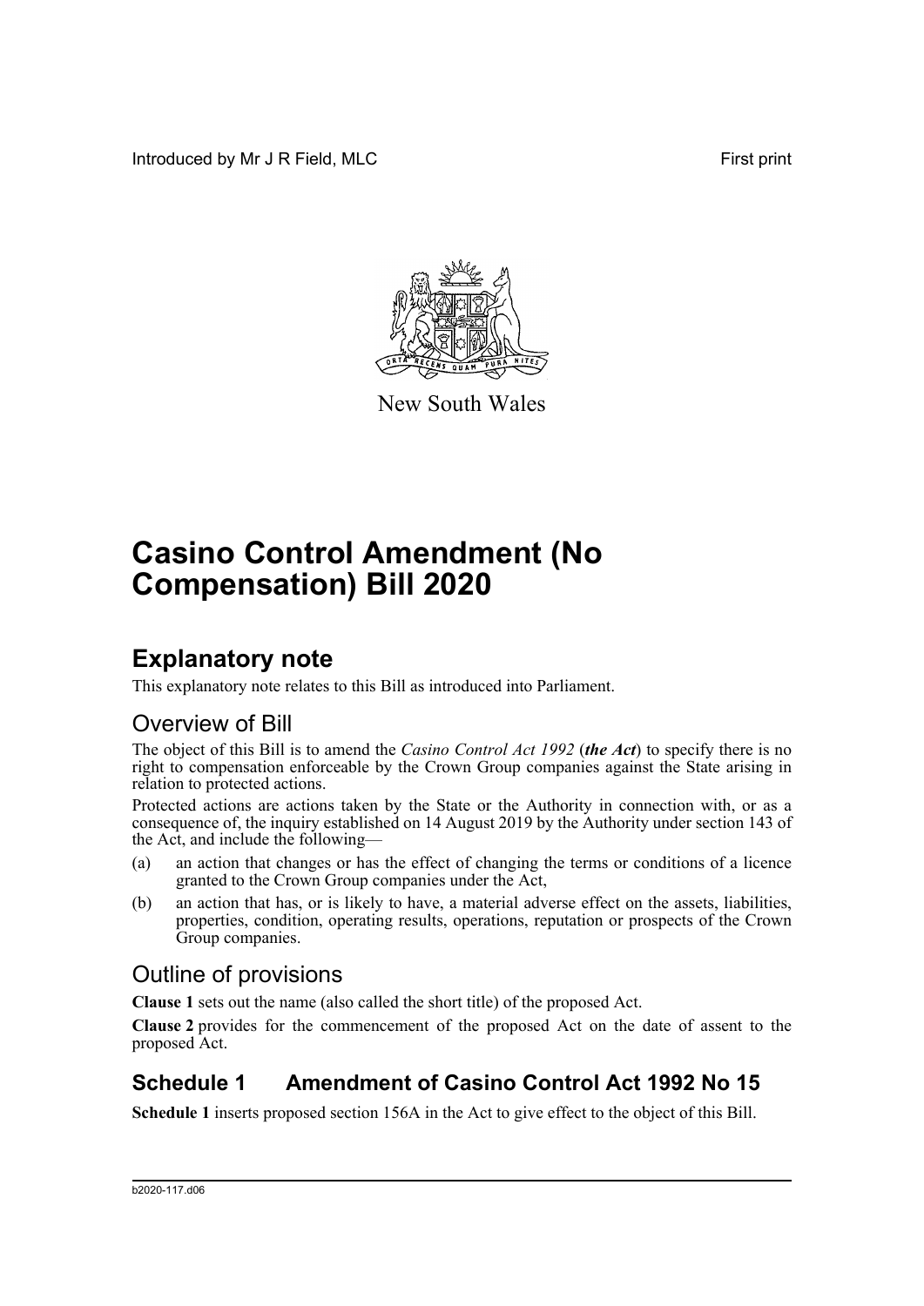Introduced by Mr J R Field, MLC

First print

New South Wales

# Casino Control Amendment (No Compensation) Bill 2020

## Explanatory note

This explanatory note relates to this Bill as introduced into Parliament.

### Overview of Bill

The object of this Bill is to amend the *Casino Control Act 1992* (***the Act***) to specify there is no right to compensation enforceable by the Crown Group companies against the State arising in relation to protected actions.

Protected actions are actions taken by the State or the Authority in connection with, or as a consequence of, the inquiry established on 14 August 2019 by the Authority under section 143 of the Act, and include the following—

(a) an action that changes or has the effect of changing the terms or conditions of a licence granted to the Crown Group companies under the Act,

(b) an action that has, or is likely to have, a material adverse effect on the assets, liabilities, properties, condition, operating results, operations, reputation or prospects of the Crown Group companies.

### Outline of provisions

**Clause 1** sets out the name (also called the short title) of the proposed Act.

**Clause 2** provides for the commencement of the proposed Act on the date of assent to the proposed Act.

## Schedule 1 Amendment of Casino Control Act 1992 No 15

**Schedule 1** inserts proposed section 156A in the Act to give effect to the object of this Bill.

b2020-117.d06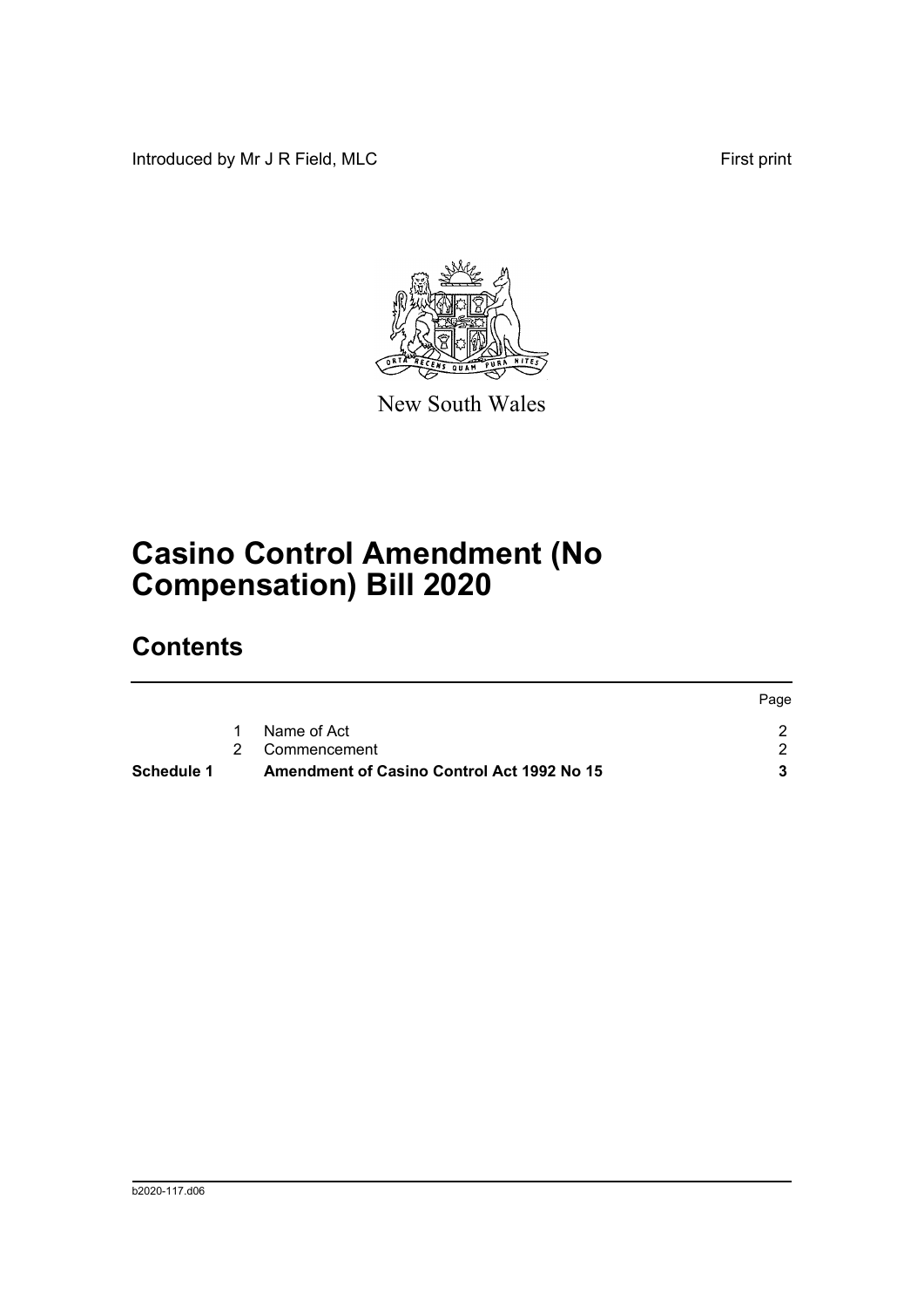Introduced by Mr J R Field, MLC

First print

New South Wales

# Casino Control Amendment (No Compensation) Bill 2020

## Contents

| | | | Page |
|---|---|---|---|
| | 1 | Name of Act | 2 |
| | 2 | Commencement | 2 |
| **Schedule 1** | | **Amendment of Casino Control Act 1992 No 15** | **3** |

b2020-117.d06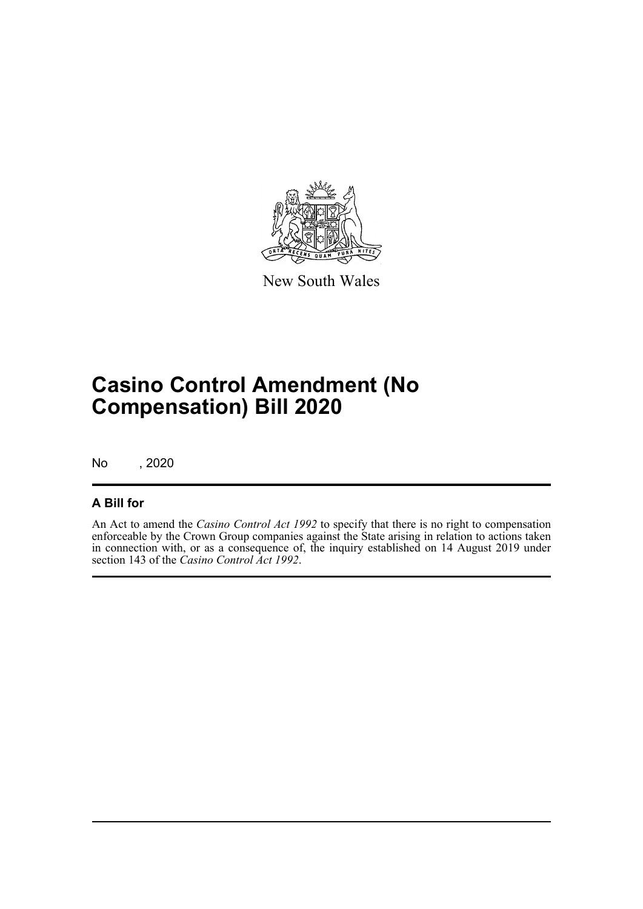New South Wales

# Casino Control Amendment (No Compensation) Bill 2020

No , 2020

## A Bill for

An Act to amend the *Casino Control Act 1992* to specify that there is no right to compensation enforceable by the Crown Group companies against the State arising in relation to actions taken in connection with, or as a consequence of, the inquiry established on 14 August 2019 under section 143 of the *Casino Control Act 1992*.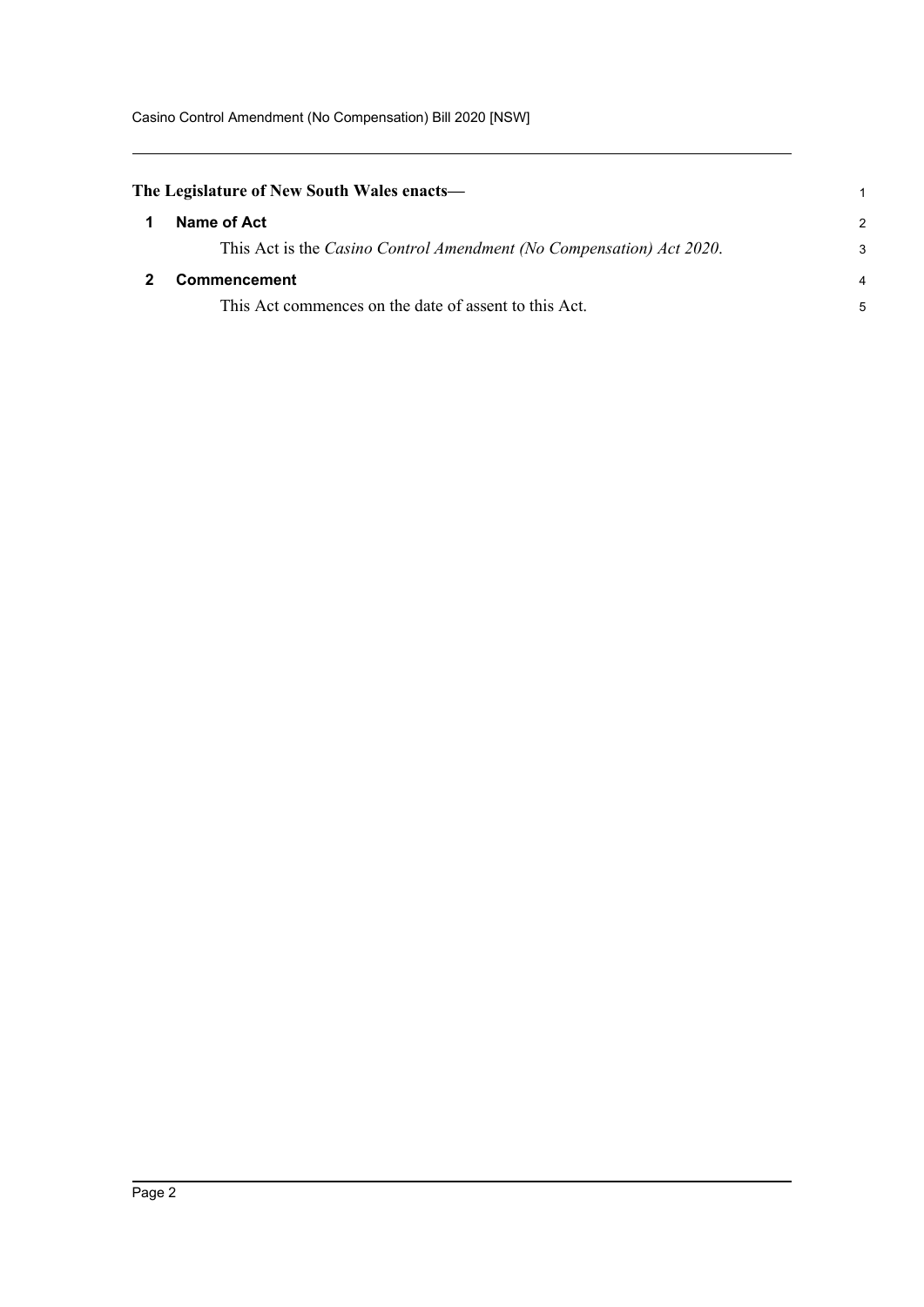**The Legislature of New South Wales enacts—**

## 1 Name of Act

This Act is the *Casino Control Amendment (No Compensation) Act 2020*.

## 2 Commencement

This Act commences on the date of assent to this Act.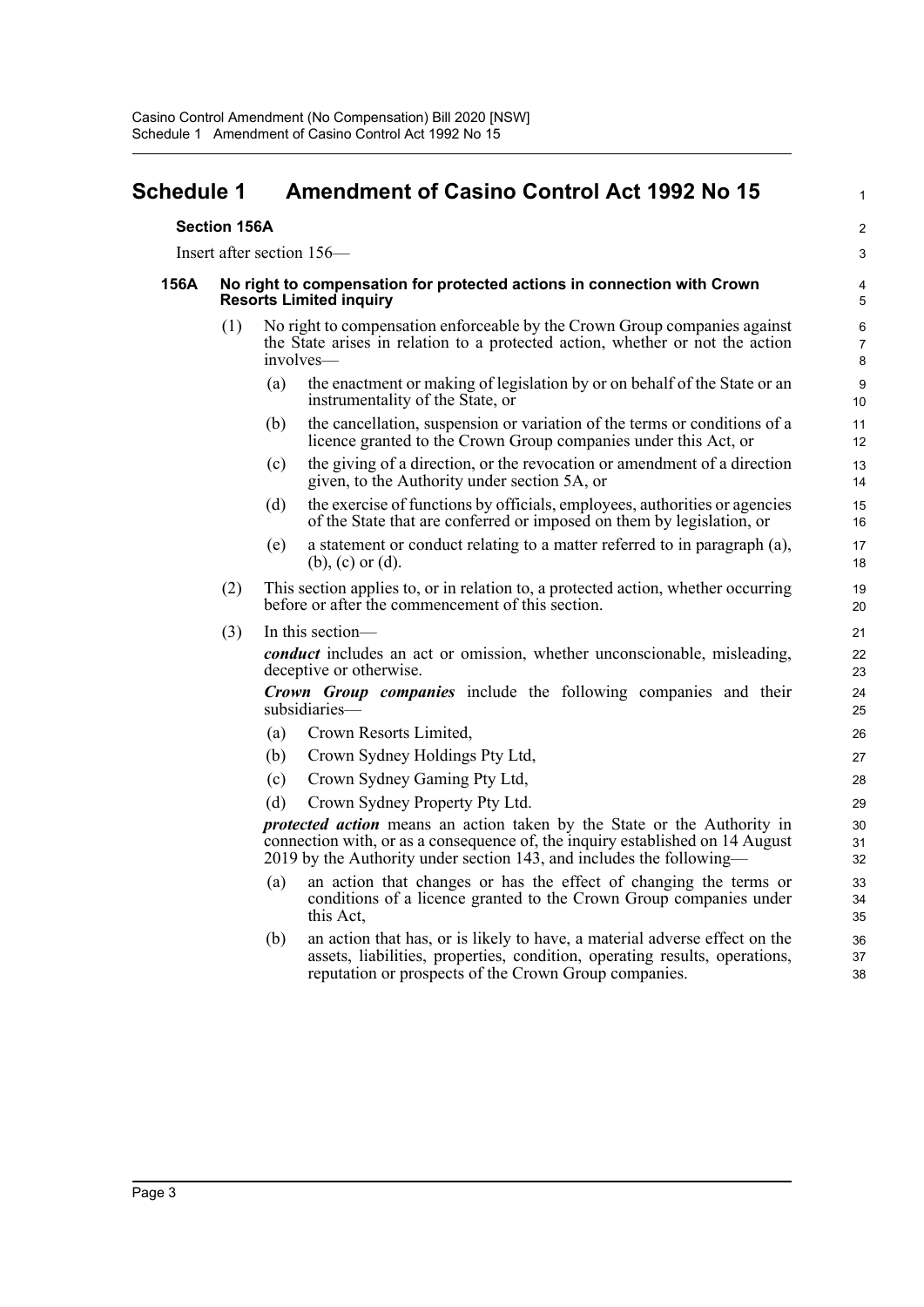# Schedule 1 Amendment of Casino Control Act 1992 No 15

**Section 156A**

Insert after section 156—

**156A No right to compensation for protected actions in connection with Crown Resorts Limited inquiry**

(1) No right to compensation enforceable by the Crown Group companies against the State arises in relation to a protected action, whether or not the action involves—

(a) the enactment or making of legislation by or on behalf of the State or an instrumentality of the State, or

(b) the cancellation, suspension or variation of the terms or conditions of a licence granted to the Crown Group companies under this Act, or

(c) the giving of a direction, or the revocation or amendment of a direction given, to the Authority under section 5A, or

(d) the exercise of functions by officials, employees, authorities or agencies of the State that are conferred or imposed on them by legislation, or

(e) a statement or conduct relating to a matter referred to in paragraph (a), (b), (c) or (d).

(2) This section applies to, or in relation to, a protected action, whether occurring before or after the commencement of this section.

(3) In this section—

***conduct*** includes an act or omission, whether unconscionable, misleading, deceptive or otherwise.

***Crown Group companies*** include the following companies and their subsidiaries—

(a) Crown Resorts Limited,

(b) Crown Sydney Holdings Pty Ltd,

(c) Crown Sydney Gaming Pty Ltd,

(d) Crown Sydney Property Pty Ltd.

***protected action*** means an action taken by the State or the Authority in connection with, or as a consequence of, the inquiry established on 14 August 2019 by the Authority under section 143, and includes the following—

(a) an action that changes or has the effect of changing the terms or conditions of a licence granted to the Crown Group companies under this Act,

(b) an action that has, or is likely to have, a material adverse effect on the assets, liabilities, properties, condition, operating results, operations, reputation or prospects of the Crown Group companies.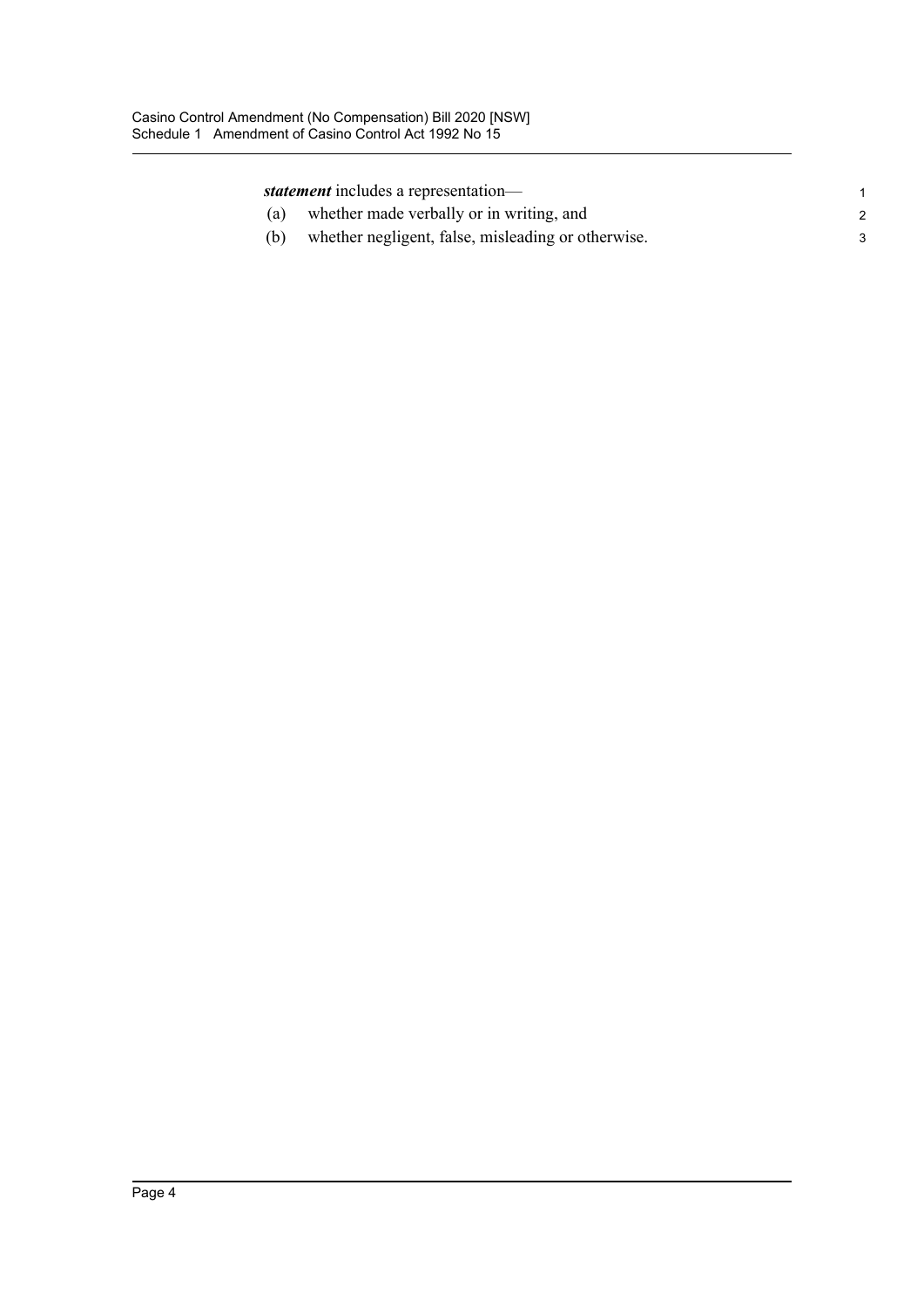***statement*** includes a representation—

(a) whether made verbally or in writing, and

(b) whether negligent, false, misleading or otherwise.